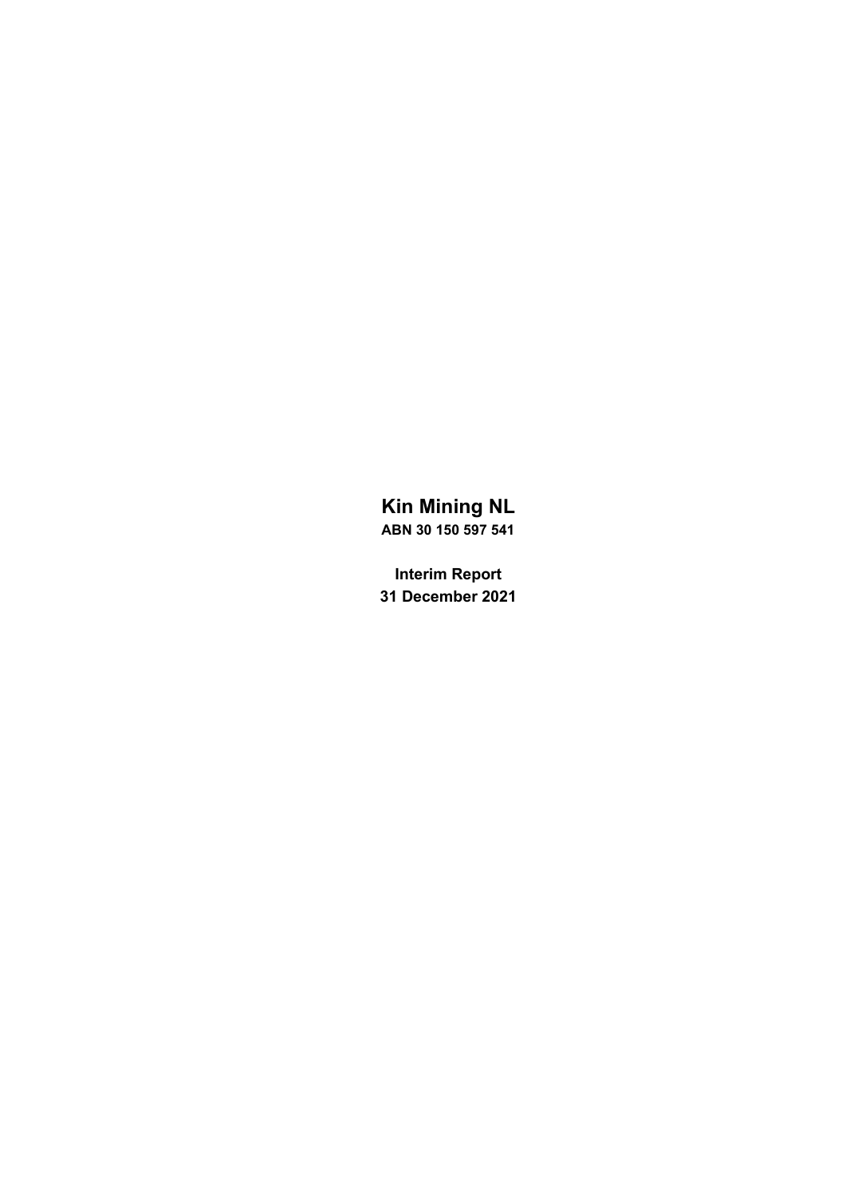# Kin Mining NL

**ABN 30 150 597 541**

**Interim Report**

**31 December 2021**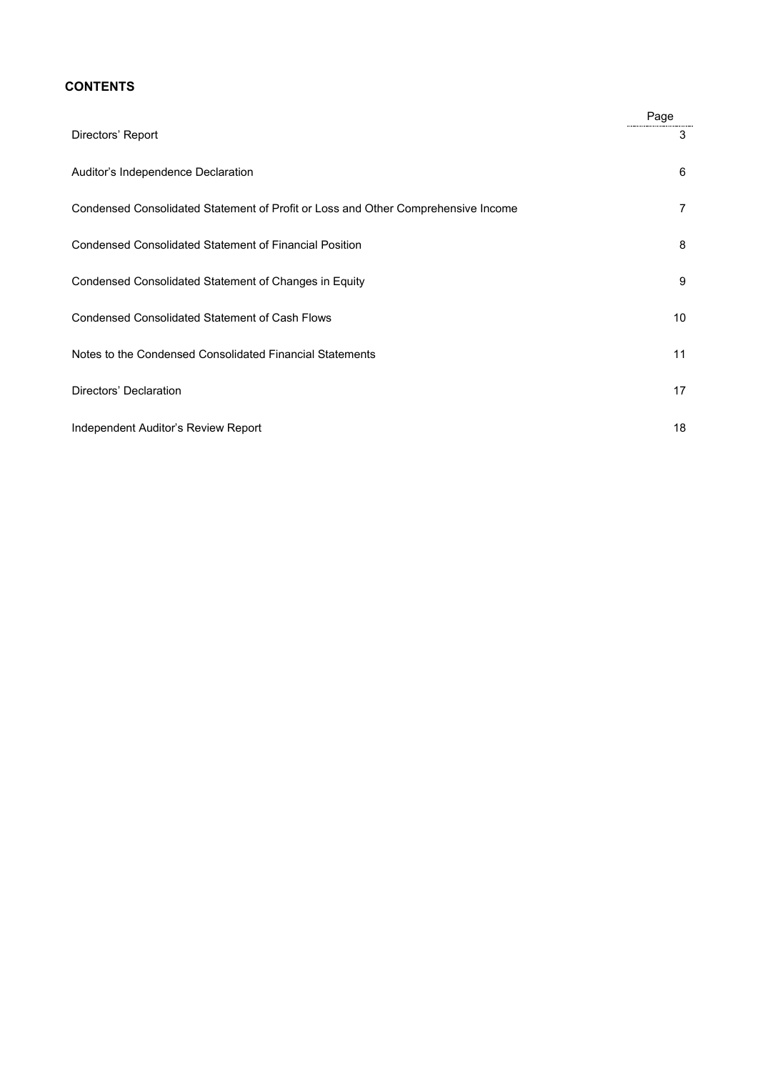## CONTENTS

| | Page |
|---|---|
| Directors' Report | 3 |
| Auditor's Independence Declaration | 6 |
| Condensed Consolidated Statement of Profit or Loss and Other Comprehensive Income | 7 |
| Condensed Consolidated Statement of Financial Position | 8 |
| Condensed Consolidated Statement of Changes in Equity | 9 |
| Condensed Consolidated Statement of Cash Flows | 10 |
| Notes to the Condensed Consolidated Financial Statements | 11 |
| Directors' Declaration | 17 |
| Independent Auditor's Review Report | 18 |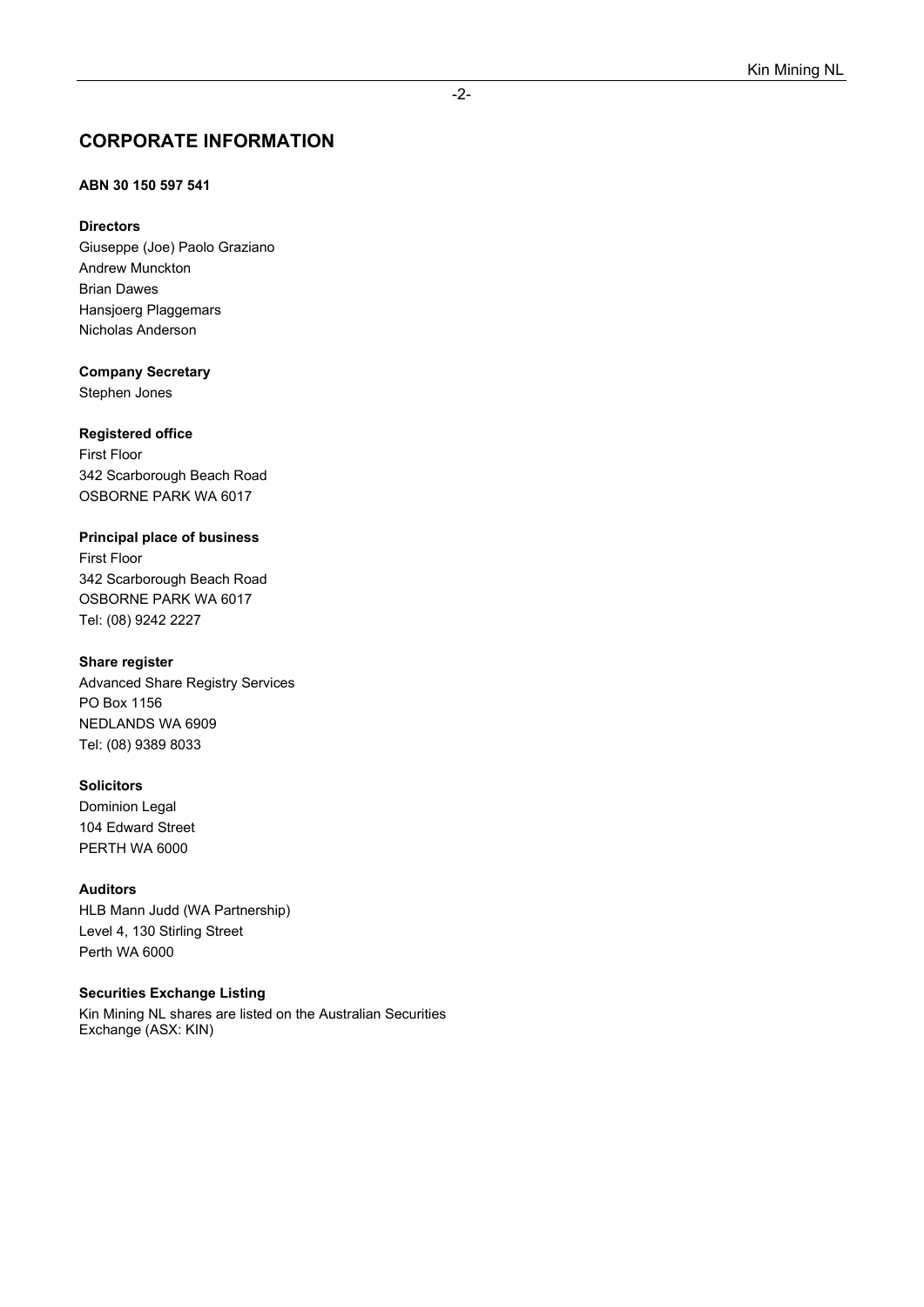# CORPORATE INFORMATION

**ABN 30 150 597 541**

**Directors**

Giuseppe (Joe) Paolo Graziano
Andrew Munckton
Brian Dawes
Hansjoerg Plaggemars
Nicholas Anderson

**Company Secretary**

Stephen Jones

**Registered office**

First Floor
342 Scarborough Beach Road
OSBORNE PARK WA 6017

**Principal place of business**

First Floor
342 Scarborough Beach Road
OSBORNE PARK WA 6017
Tel: (08) 9242 2227

**Share register**

Advanced Share Registry Services
PO Box 1156
NEDLANDS WA 6909
Tel: (08) 9389 8033

**Solicitors**

Dominion Legal
104 Edward Street
PERTH WA 6000

**Auditors**

HLB Mann Judd (WA Partnership)
Level 4, 130 Stirling Street
Perth WA 6000

**Securities Exchange Listing**

Kin Mining NL shares are listed on the Australian Securities Exchange (ASX: KIN)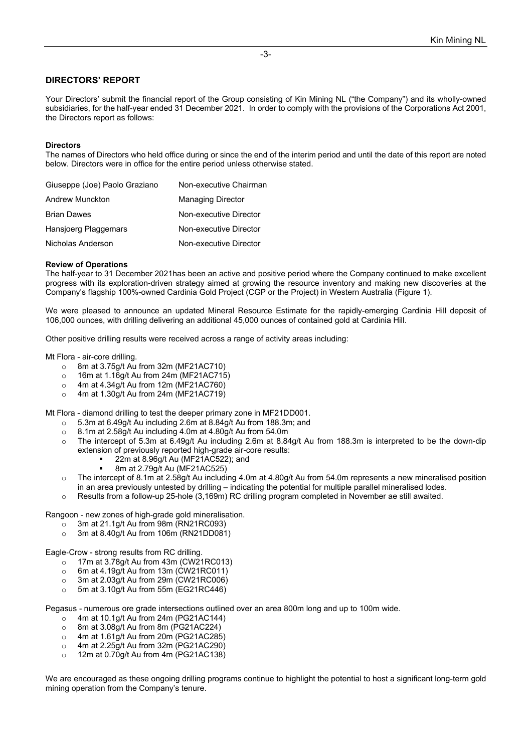## DIRECTORS' REPORT

Your Directors' submit the financial report of the Group consisting of Kin Mining NL ("the Company") and its wholly-owned subsidiaries, for the half-year ended 31 December 2021. In order to comply with the provisions of the Corporations Act 2001, the Directors report as follows:

### Directors

The names of Directors who held office during or since the end of the interim period and until the date of this report are noted below. Directors were in office for the entire period unless otherwise stated.

| | |
|---|---|
| Giuseppe (Joe) Paolo Graziano | Non-executive Chairman |
| Andrew Munckton | Managing Director |
| Brian Dawes | Non-executive Director |
| Hansjoerg Plaggemars | Non-executive Director |
| Nicholas Anderson | Non-executive Director |

### Review of Operations

The half-year to 31 December 2021has been an active and positive period where the Company continued to make excellent progress with its exploration-driven strategy aimed at growing the resource inventory and making new discoveries at the Company's flagship 100%-owned Cardinia Gold Project (CGP or the Project) in Western Australia (Figure 1).

We were pleased to announce an updated Mineral Resource Estimate for the rapidly-emerging Cardinia Hill deposit of 106,000 ounces, with drilling delivering an additional 45,000 ounces of contained gold at Cardinia Hill.

Other positive drilling results were received across a range of activity areas including:

Mt Flora - air-core drilling.

- 8m at 3.75g/t Au from 32m (MF21AC710)
- 16m at 1.16g/t Au from 24m (MF21AC715)
- 4m at 4.34g/t Au from 12m (MF21AC760)
- 4m at 1.30g/t Au from 24m (MF21AC719)

Mt Flora - diamond drilling to test the deeper primary zone in MF21DD001.

- 5.3m at 6.49g/t Au including 2.6m at 8.84g/t Au from 188.3m; and
- 8.1m at 2.58g/t Au including 4.0m at 4.80g/t Au from 54.0m
- The intercept of 5.3m at 6.49g/t Au including 2.6m at 8.84g/t Au from 188.3m is interpreted to be the down-dip extension of previously reported high-grade air-core results:
  - 22m at 8.96g/t Au (MF21AC522); and
  - 8m at 2.79g/t Au (MF21AC525)
- The intercept of 8.1m at 2.58g/t Au including 4.0m at 4.80g/t Au from 54.0m represents a new mineralised position in an area previously untested by drilling – indicating the potential for multiple parallel mineralised lodes.
- Results from a follow-up 25-hole (3,169m) RC drilling program completed in November ae still awaited.

Rangoon - new zones of high-grade gold mineralisation.

- 3m at 21.1g/t Au from 98m (RN21RC093)
- 3m at 8.40g/t Au from 106m (RN21DD081)

Eagle-Crow - strong results from RC drilling.

- 17m at 3.78g/t Au from 43m (CW21RC013)
- 6m at 4.19g/t Au from 13m (CW21RC011)
- 3m at 2.03g/t Au from 29m (CW21RC006)
- 5m at 3.10g/t Au from 55m (EG21RC446)

Pegasus - numerous ore grade intersections outlined over an area 800m long and up to 100m wide.

- 4m at 10.1g/t Au from 24m (PG21AC144)
- 8m at 3.08g/t Au from 8m (PG21AC224)
- 4m at 1.61g/t Au from 20m (PG21AC285)
- 4m at 2.25g/t Au from 32m (PG21AC290)
- 12m at 0.70g/t Au from 4m (PG21AC138)

We are encouraged as these ongoing drilling programs continue to highlight the potential to host a significant long-term gold mining operation from the Company's tenure.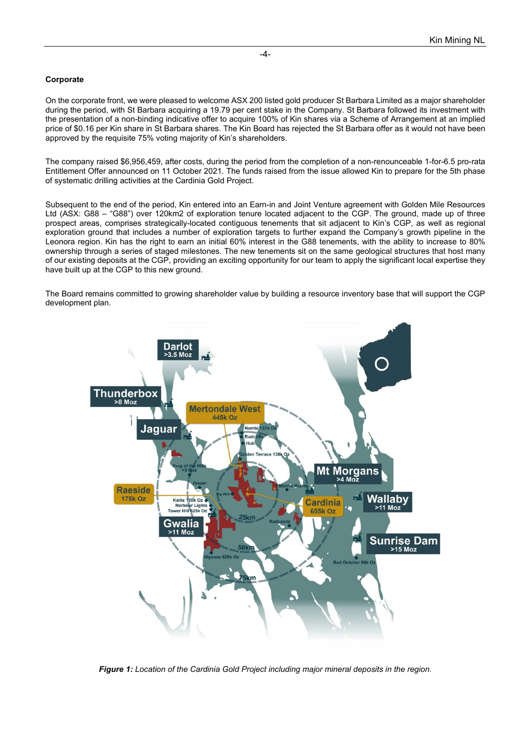### Corporate

On the corporate front, we were pleased to welcome ASX 200 listed gold producer St Barbara Limited as a major shareholder during the period, with St Barbara acquiring a 19.79 per cent stake in the Company. St Barbara followed its investment with the presentation of a non-binding indicative offer to acquire 100% of Kin shares via a Scheme of Arrangement at an implied price of $0.16 per Kin share in St Barbara shares. The Kin Board has rejected the St Barbara offer as it would not have been approved by the requisite 75% voting majority of Kin's shareholders.

The company raised $6,956,459, after costs, during the period from the completion of a non-renounceable 1-for-6.5 pro-rata Entitlement Offer announced on 11 October 2021. The funds raised from the issue allowed Kin to prepare for the 5th phase of systematic drilling activities at the Cardinia Gold Project.

Subsequent to the end of the period, Kin entered into an Earn-in and Joint Venture agreement with Golden Mile Resources Ltd (ASX: G88 – "G88") over 120km2 of exploration tenure located adjacent to the CGP. The ground, made up of three prospect areas, comprises strategically-located contiguous tenements that sit adjacent to Kin's CGP, as well as regional exploration ground that includes a number of exploration targets to further expand the Company's growth pipeline in the Leonora region. Kin has the right to earn an initial 60% interest in the G88 tenements, with the ability to increase to 80% ownership through a series of staged milestones. The new tenements sit on the same geological structures that host many of our existing deposits at the CGP, providing an exciting opportunity for our team to apply the significant local expertise they have built up at the CGP to this new ground.

The Board remains committed to growing shareholder value by building a resource inventory base that will support the CGP development plan.

***Figure 1:*** *Location of the Cardinia Gold Project including major mineral deposits in the region.*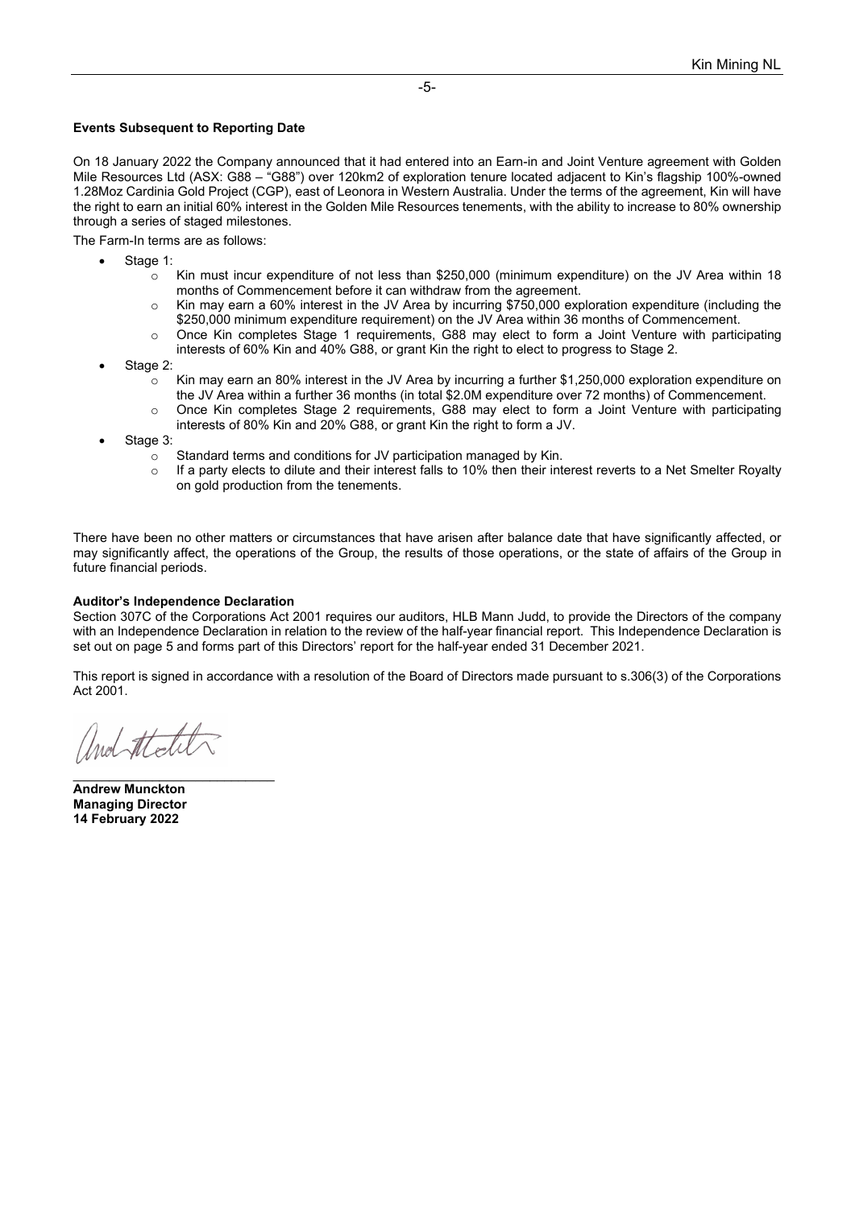**Events Subsequent to Reporting Date**

On 18 January 2022 the Company announced that it had entered into an Earn-in and Joint Venture agreement with Golden Mile Resources Ltd (ASX: G88 – "G88") over 120km2 of exploration tenure located adjacent to Kin's flagship 100%-owned 1.28Moz Cardinia Gold Project (CGP), east of Leonora in Western Australia. Under the terms of the agreement, Kin will have the right to earn an initial 60% interest in the Golden Mile Resources tenements, with the ability to increase to 80% ownership through a series of staged milestones.

The Farm-In terms are as follows:

- Stage 1:
  - Kin must incur expenditure of not less than $250,000 (minimum expenditure) on the JV Area within 18 months of Commencement before it can withdraw from the agreement.
  - Kin may earn a 60% interest in the JV Area by incurring $750,000 exploration expenditure (including the $250,000 minimum expenditure requirement) on the JV Area within 36 months of Commencement.
  - Once Kin completes Stage 1 requirements, G88 may elect to form a Joint Venture with participating interests of 60% Kin and 40% G88, or grant Kin the right to elect to progress to Stage 2.
- Stage 2:
  - Kin may earn an 80% interest in the JV Area by incurring a further $1,250,000 exploration expenditure on the JV Area within a further 36 months (in total $2.0M expenditure over 72 months) of Commencement.
  - Once Kin completes Stage 2 requirements, G88 may elect to form a Joint Venture with participating interests of 80% Kin and 20% G88, or grant Kin the right to form a JV.
- Stage 3:
  - Standard terms and conditions for JV participation managed by Kin.
  - If a party elects to dilute and their interest falls to 10% then their interest reverts to a Net Smelter Royalty on gold production from the tenements.

There have been no other matters or circumstances that have arisen after balance date that have significantly affected, or may significantly affect, the operations of the Group, the results of those operations, or the state of affairs of the Group in future financial periods.

**Auditor's Independence Declaration**

Section 307C of the Corporations Act 2001 requires our auditors, HLB Mann Judd, to provide the Directors of the company with an Independence Declaration in relation to the review of the half-year financial report. This Independence Declaration is set out on page 5 and forms part of this Directors' report for the half-year ended 31 December 2021.

This report is signed in accordance with a resolution of the Board of Directors made pursuant to s.306(3) of the Corporations Act 2001.

**Andrew Munckton**
**Managing Director**
**14 February 2022**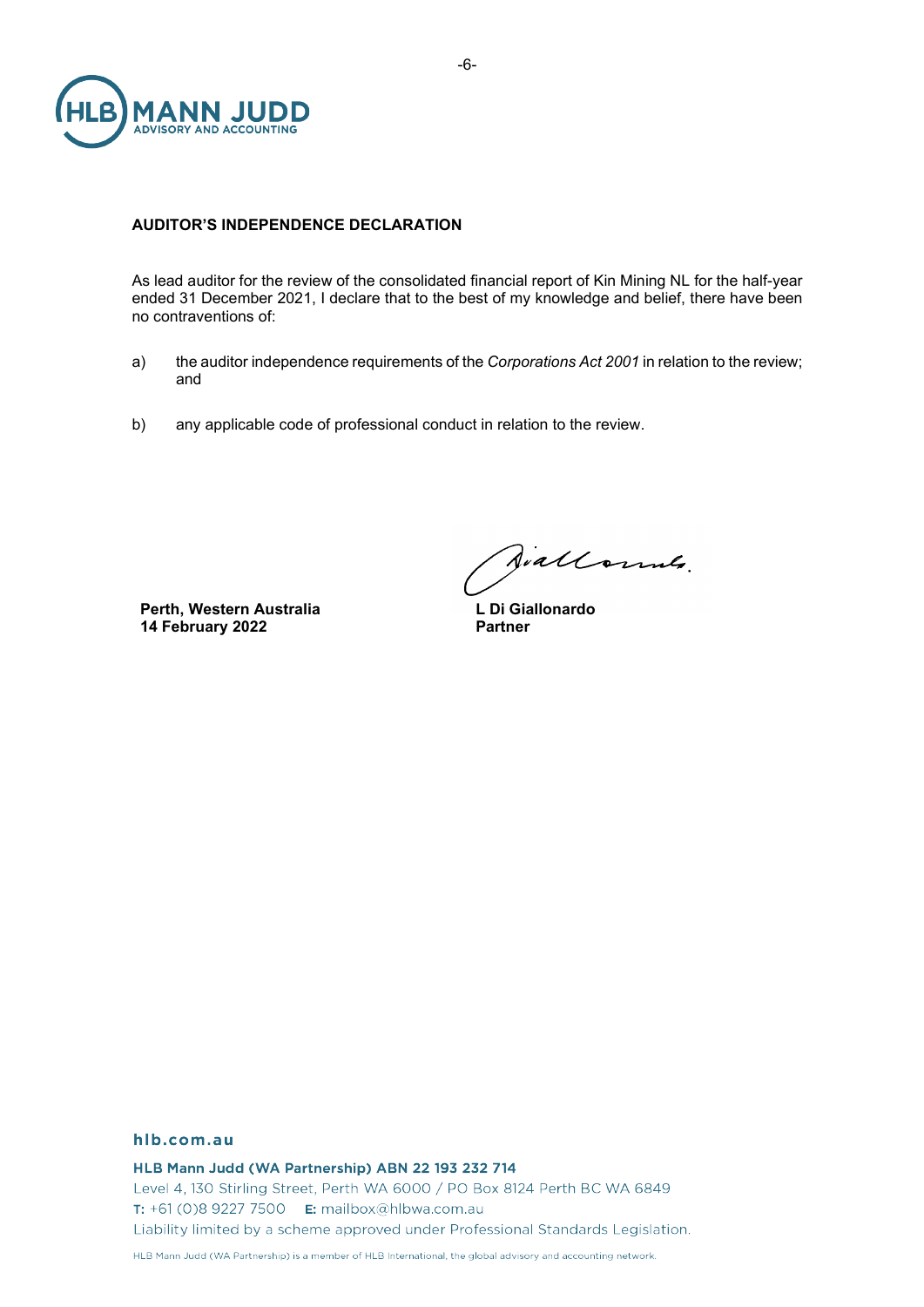**AUDITOR'S INDEPENDENCE DECLARATION**

As lead auditor for the review of the consolidated financial report of Kin Mining NL for the half-year ended 31 December 2021, I declare that to the best of my knowledge and belief, there have been no contraventions of:

a) the auditor independence requirements of the *Corporations Act 2001* in relation to the review; and

b) any applicable code of professional conduct in relation to the review.

**Perth, Western Australia**
**14 February 2022**

**L Di Giallonardo**
**Partner**

**hlb.com.au**

**HLB Mann Judd (WA Partnership) ABN 22 193 232 714**
Level 4, 130 Stirling Street, Perth WA 6000 / PO Box 8124 Perth BC WA 6849
**T:** +61 (0)8 9227 7500 **E:** mailbox@hlbwa.com.au
Liability limited by a scheme approved under Professional Standards Legislation.

HLB Mann Judd (WA Partnership) is a member of HLB International, the global advisory and accounting network.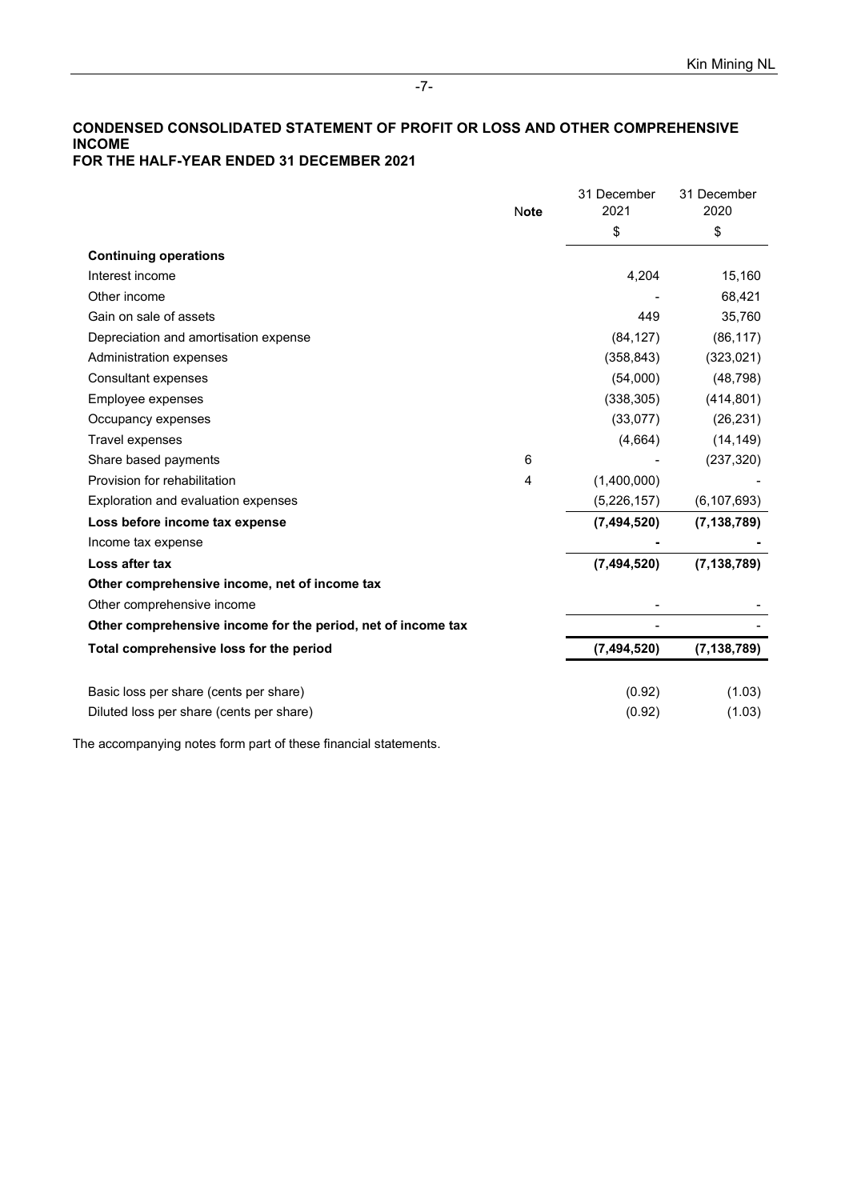## CONDENSED CONSOLIDATED STATEMENT OF PROFIT OR LOSS AND OTHER COMPREHENSIVE INCOME
## FOR THE HALF-YEAR ENDED 31 DECEMBER 2021

| | Note | 31 December 2021 | 31 December 2020 |
|---|---|---|---|
| | | $ | $ |
| **Continuing operations** | | | |
| Interest income | | 4,204 | 15,160 |
| Other income | | - | 68,421 |
| Gain on sale of assets | | 449 | 35,760 |
| Depreciation and amortisation expense | | (84,127) | (86,117) |
| Administration expenses | | (358,843) | (323,021) |
| Consultant expenses | | (54,000) | (48,798) |
| Employee expenses | | (338,305) | (414,801) |
| Occupancy expenses | | (33,077) | (26,231) |
| Travel expenses | | (4,664) | (14,149) |
| Share based payments | 6 | - | (237,320) |
| Provision for rehabilitation | 4 | (1,400,000) | - |
| Exploration and evaluation expenses | | (5,226,157) | (6,107,693) |
| **Loss before income tax expense** | | **(7,494,520)** | **(7,138,789)** |
| Income tax expense | | **-** | **-** |
| **Loss after tax** | | **(7,494,520)** | **(7,138,789)** |
| **Other comprehensive income, net of income tax** | | | |
| Other comprehensive income | | - | - |
| **Other comprehensive income for the period, net of income tax** | | - | - |
| **Total comprehensive loss for the period** | | **(7,494,520)** | **(7,138,789)** |
| | | | |
| Basic loss per share (cents per share) | | (0.92) | (1.03) |
| Diluted loss per share (cents per share) | | (0.92) | (1.03) |

The accompanying notes form part of these financial statements.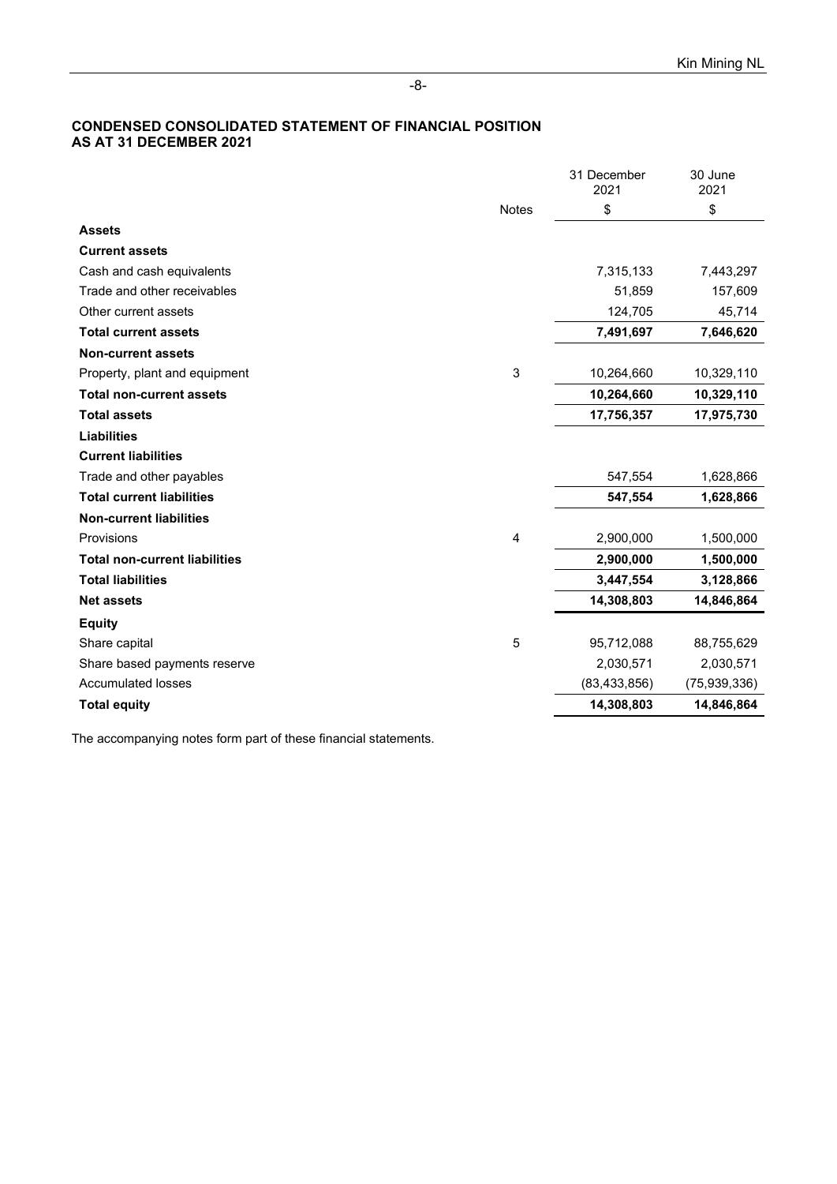## CONDENSED CONSOLIDATED STATEMENT OF FINANCIAL POSITION AS AT 31 DECEMBER 2021

| | Notes | 31 December 2021 | 30 June 2021 |
|---|---|---|---|
| | | $ | $ |
| **Assets** | | | |
| **Current assets** | | | |
| Cash and cash equivalents | | 7,315,133 | 7,443,297 |
| Trade and other receivables | | 51,859 | 157,609 |
| Other current assets | | 124,705 | 45,714 |
| **Total current assets** | | **7,491,697** | **7,646,620** |
| **Non-current assets** | | | |
| Property, plant and equipment | 3 | 10,264,660 | 10,329,110 |
| **Total non-current assets** | | **10,264,660** | **10,329,110** |
| **Total assets** | | **17,756,357** | **17,975,730** |
| **Liabilities** | | | |
| **Current liabilities** | | | |
| Trade and other payables | | 547,554 | 1,628,866 |
| **Total current liabilities** | | **547,554** | **1,628,866** |
| **Non-current liabilities** | | | |
| Provisions | 4 | 2,900,000 | 1,500,000 |
| **Total non-current liabilities** | | **2,900,000** | **1,500,000** |
| **Total liabilities** | | **3,447,554** | **3,128,866** |
| **Net assets** | | **14,308,803** | **14,846,864** |
| **Equity** | | | |
| Share capital | 5 | 95,712,088 | 88,755,629 |
| Share based payments reserve | | 2,030,571 | 2,030,571 |
| Accumulated losses | | (83,433,856) | (75,939,336) |
| **Total equity** | | **14,308,803** | **14,846,864** |

The accompanying notes form part of these financial statements.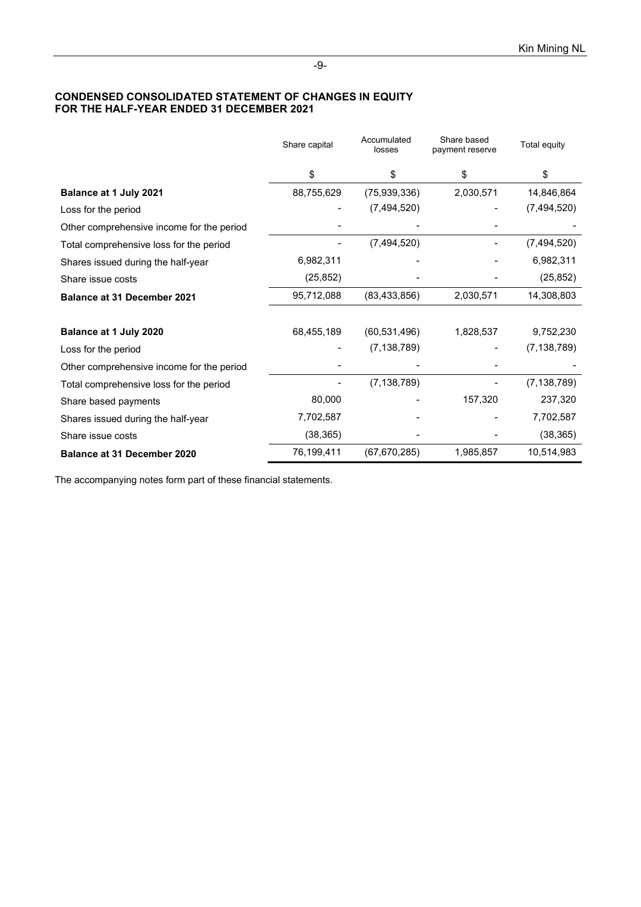**CONDENSED CONSOLIDATED STATEMENT OF CHANGES IN EQUITY**
**FOR THE HALF-YEAR ENDED 31 DECEMBER 2021**

| | Share capital | Accumulated losses | Share based payment reserve | Total equity |
|---|---|---|---|---|
| | $ | $ | $ | $ |
| **Balance at 1 July 2021** | 88,755,629 | (75,939,336) | 2,030,571 | 14,846,864 |
| Loss for the period | - | (7,494,520) | - | (7,494,520) |
| Other comprehensive income for the period | - | - | - | - |
| Total comprehensive loss for the period | - | (7,494,520) | - | (7,494,520) |
| Shares issued during the half-year | 6,982,311 | - | - | 6,982,311 |
| Share issue costs | (25,852) | - | - | (25,852) |
| **Balance at 31 December 2021** | 95,712,088 | (83,433,856) | 2,030,571 | 14,308,803 |
| | | | | |
| **Balance at 1 July 2020** | 68,455,189 | (60,531,496) | 1,828,537 | 9,752,230 |
| Loss for the period | - | (7,138,789) | - | (7,138,789) |
| Other comprehensive income for the period | - | - | - | - |
| Total comprehensive loss for the period | - | (7,138,789) | - | (7,138,789) |
| Share based payments | 80,000 | - | 157,320 | 237,320 |
| Shares issued during the half-year | 7,702,587 | - | - | 7,702,587 |
| Share issue costs | (38,365) | - | - | (38,365) |
| **Balance at 31 December 2020** | 76,199,411 | (67,670,285) | 1,985,857 | 10,514,983 |

The accompanying notes form part of these financial statements.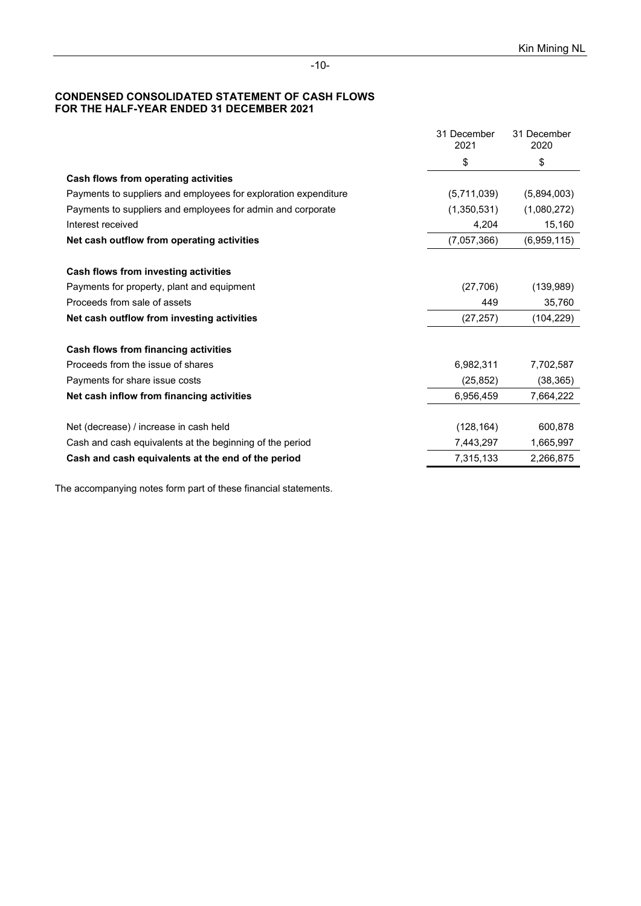# CONDENSED CONSOLIDATED STATEMENT OF CASH FLOWS
## FOR THE HALF-YEAR ENDED 31 DECEMBER 2021

| | 31 December 2021 | 31 December 2020 |
|---|---|---|
| | $ | $ |
| **Cash flows from operating activities** | | |
| Payments to suppliers and employees for exploration expenditure | (5,711,039) | (5,894,003) |
| Payments to suppliers and employees for admin and corporate | (1,350,531) | (1,080,272) |
| Interest received | 4,204 | 15,160 |
| **Net cash outflow from operating activities** | (7,057,366) | (6,959,115) |
| | | |
| **Cash flows from investing activities** | | |
| Payments for property, plant and equipment | (27,706) | (139,989) |
| Proceeds from sale of assets | 449 | 35,760 |
| **Net cash outflow from investing activities** | (27,257) | (104,229) |
| | | |
| **Cash flows from financing activities** | | |
| Proceeds from the issue of shares | 6,982,311 | 7,702,587 |
| Payments for share issue costs | (25,852) | (38,365) |
| **Net cash inflow from financing activities** | 6,956,459 | 7,664,222 |
| | | |
| Net (decrease) / increase in cash held | (128,164) | 600,878 |
| Cash and cash equivalents at the beginning of the period | 7,443,297 | 1,665,997 |
| **Cash and cash equivalents at the end of the period** | 7,315,133 | 2,266,875 |

The accompanying notes form part of these financial statements.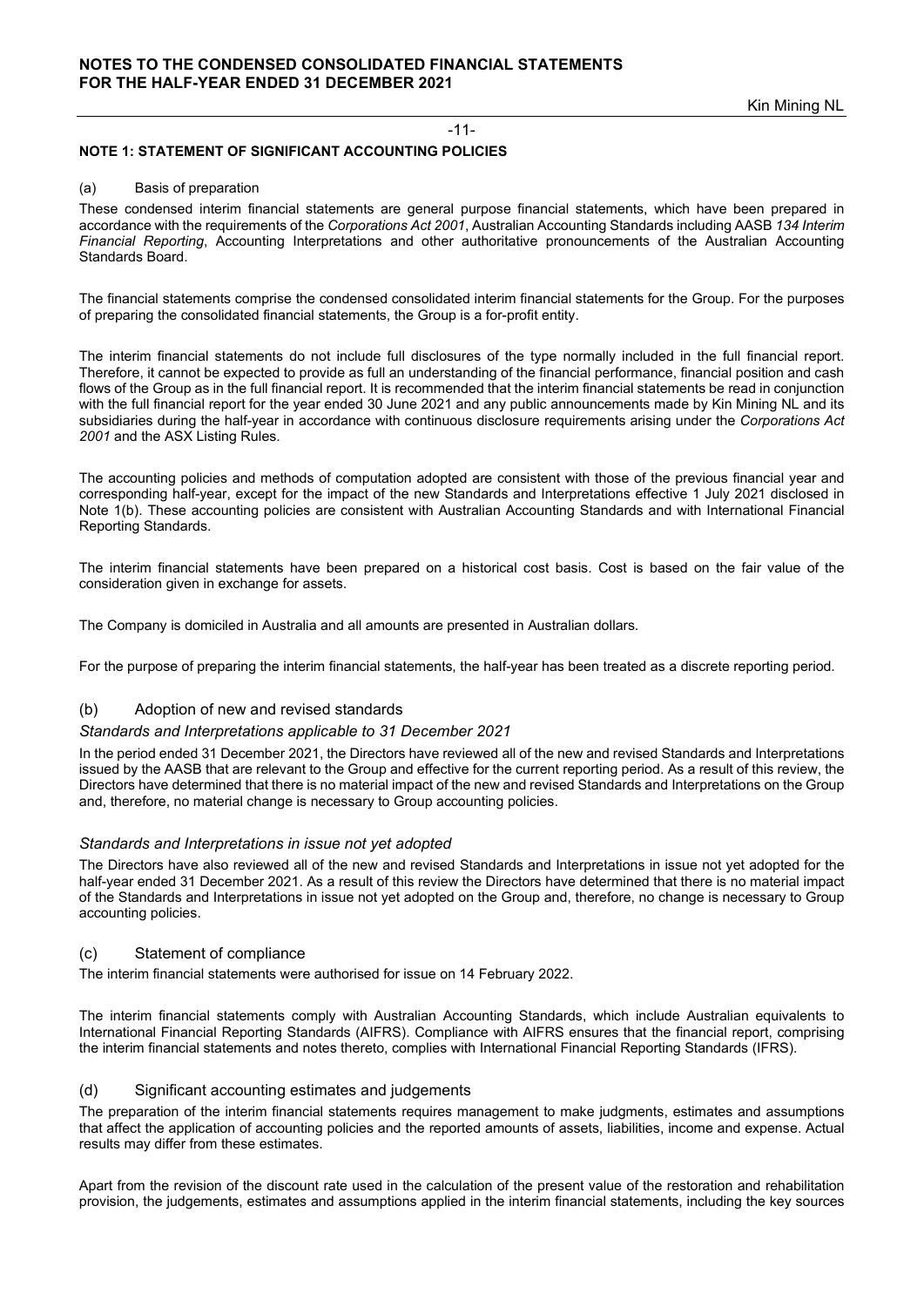## NOTE 1: STATEMENT OF SIGNIFICANT ACCOUNTING POLICIES

### (a) Basis of preparation

These condensed interim financial statements are general purpose financial statements, which have been prepared in accordance with the requirements of the *Corporations Act 2001*, Australian Accounting Standards including AASB *134 Interim Financial Reporting*, Accounting Interpretations and other authoritative pronouncements of the Australian Accounting Standards Board.

The financial statements comprise the condensed consolidated interim financial statements for the Group. For the purposes of preparing the consolidated financial statements, the Group is a for-profit entity.

The interim financial statements do not include full disclosures of the type normally included in the full financial report. Therefore, it cannot be expected to provide as full an understanding of the financial performance, financial position and cash flows of the Group as in the full financial report. It is recommended that the interim financial statements be read in conjunction with the full financial report for the year ended 30 June 2021 and any public announcements made by Kin Mining NL and its subsidiaries during the half-year in accordance with continuous disclosure requirements arising under the *Corporations Act 2001* and the ASX Listing Rules.

The accounting policies and methods of computation adopted are consistent with those of the previous financial year and corresponding half-year, except for the impact of the new Standards and Interpretations effective 1 July 2021 disclosed in Note 1(b). These accounting policies are consistent with Australian Accounting Standards and with International Financial Reporting Standards.

The interim financial statements have been prepared on a historical cost basis. Cost is based on the fair value of the consideration given in exchange for assets.

The Company is domiciled in Australia and all amounts are presented in Australian dollars.

For the purpose of preparing the interim financial statements, the half-year has been treated as a discrete reporting period.

### (b) Adoption of new and revised standards

*Standards and Interpretations applicable to 31 December 2021*

In the period ended 31 December 2021, the Directors have reviewed all of the new and revised Standards and Interpretations issued by the AASB that are relevant to the Group and effective for the current reporting period. As a result of this review, the Directors have determined that there is no material impact of the new and revised Standards and Interpretations on the Group and, therefore, no material change is necessary to Group accounting policies.

*Standards and Interpretations in issue not yet adopted*

The Directors have also reviewed all of the new and revised Standards and Interpretations in issue not yet adopted for the half-year ended 31 December 2021. As a result of this review the Directors have determined that there is no material impact of the Standards and Interpretations in issue not yet adopted on the Group and, therefore, no change is necessary to Group accounting policies.

### (c) Statement of compliance

The interim financial statements were authorised for issue on 14 February 2022.

The interim financial statements comply with Australian Accounting Standards, which include Australian equivalents to International Financial Reporting Standards (AIFRS). Compliance with AIFRS ensures that the financial report, comprising the interim financial statements and notes thereto, complies with International Financial Reporting Standards (IFRS).

### (d) Significant accounting estimates and judgements

The preparation of the interim financial statements requires management to make judgments, estimates and assumptions that affect the application of accounting policies and the reported amounts of assets, liabilities, income and expense. Actual results may differ from these estimates.

Apart from the revision of the discount rate used in the calculation of the present value of the restoration and rehabilitation provision, the judgements, estimates and assumptions applied in the interim financial statements, including the key sources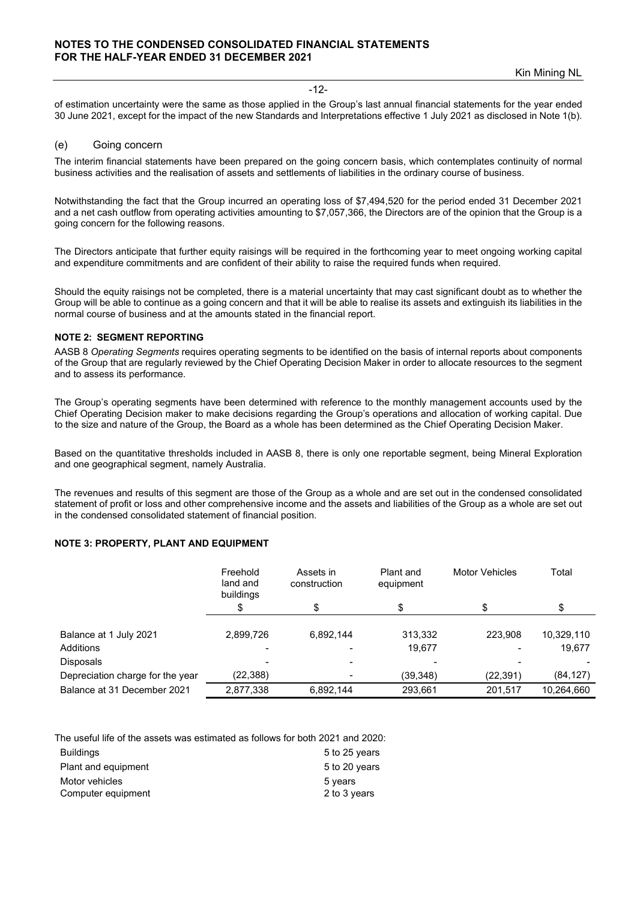of estimation uncertainty were the same as those applied in the Group's last annual financial statements for the year ended 30 June 2021, except for the impact of the new Standards and Interpretations effective 1 July 2021 as disclosed in Note 1(b).

### (e) Going concern

The interim financial statements have been prepared on the going concern basis, which contemplates continuity of normal business activities and the realisation of assets and settlements of liabilities in the ordinary course of business.

Notwithstanding the fact that the Group incurred an operating loss of $7,494,520 for the period ended 31 December 2021 and a net cash outflow from operating activities amounting to $7,057,366, the Directors are of the opinion that the Group is a going concern for the following reasons.

The Directors anticipate that further equity raisings will be required in the forthcoming year to meet ongoing working capital and expenditure commitments and are confident of their ability to raise the required funds when required.

Should the equity raisings not be completed, there is a material uncertainty that may cast significant doubt as to whether the Group will be able to continue as a going concern and that it will be able to realise its assets and extinguish its liabilities in the normal course of business and at the amounts stated in the financial report.

## NOTE 2: SEGMENT REPORTING

AASB 8 *Operating Segments* requires operating segments to be identified on the basis of internal reports about components of the Group that are regularly reviewed by the Chief Operating Decision Maker in order to allocate resources to the segment and to assess its performance.

The Group's operating segments have been determined with reference to the monthly management accounts used by the Chief Operating Decision maker to make decisions regarding the Group's operations and allocation of working capital. Due to the size and nature of the Group, the Board as a whole has been determined as the Chief Operating Decision Maker.

Based on the quantitative thresholds included in AASB 8, there is only one reportable segment, being Mineral Exploration and one geographical segment, namely Australia.

The revenues and results of this segment are those of the Group as a whole and are set out in the condensed consolidated statement of profit or loss and other comprehensive income and the assets and liabilities of the Group as a whole are set out in the condensed consolidated statement of financial position.

## NOTE 3: PROPERTY, PLANT AND EQUIPMENT

| | Freehold land and buildings | Assets in construction | Plant and equipment | Motor Vehicles | Total |
|---|---|---|---|---|---|
| | $ | $ | $ | $ | $ |
| Balance at 1 July 2021 | 2,899,726 | 6,892,144 | 313,332 | 223,908 | 10,329,110 |
| Additions | - | - | 19,677 | - | 19,677 |
| Disposals | - | - | - | - | - |
| Depreciation charge for the year | (22,388) | - | (39,348) | (22,391) | (84,127) |
| Balance at 31 December 2021 | 2,877,338 | 6,892,144 | 293,661 | 201,517 | 10,264,660 |

The useful life of the assets was estimated as follows for both 2021 and 2020:

| | |
|---|---|
| Buildings | 5 to 25 years |
| Plant and equipment | 5 to 20 years |
| Motor vehicles | 5 years |
| Computer equipment | 2 to 3 years |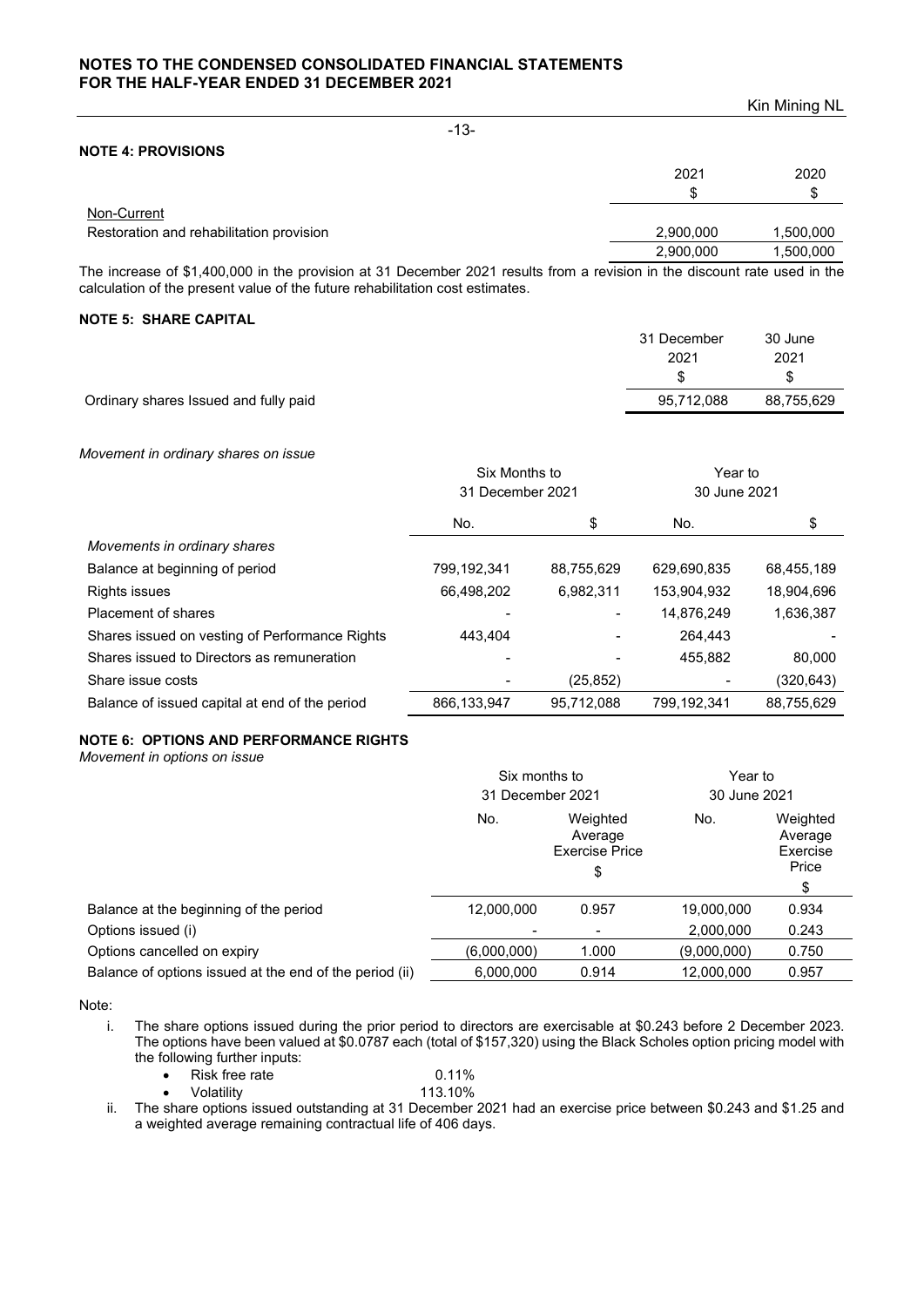## NOTE 4: PROVISIONS

| | 2021 | 2020 |
|---|---|---|
| | $ | $ |
| Non-Current | | |
| Restoration and rehabilitation provision | 2,900,000 | 1,500,000 |
| | 2,900,000 | 1,500,000 |

The increase of $1,400,000 in the provision at 31 December 2021 results from a revision in the discount rate used in the calculation of the present value of the future rehabilitation cost estimates.

## NOTE 5: SHARE CAPITAL

| | 31 December 2021 | 30 June 2021 |
|---|---|---|
| | $ | $ |
| Ordinary shares Issued and fully paid | 95,712,088 | 88,755,629 |

*Movement in ordinary shares on issue*

| | Six Months to 31 December 2021 | | Year to 30 June 2021 | |
|---|---|---|---|---|
| | No. | $ | No. | $ |
| *Movements in ordinary shares* | | | | |
| Balance at beginning of period | 799,192,341 | 88,755,629 | 629,690,835 | 68,455,189 |
| Rights issues | 66,498,202 | 6,982,311 | 153,904,932 | 18,904,696 |
| Placement of shares | - | - | 14,876,249 | 1,636,387 |
| Shares issued on vesting of Performance Rights | 443,404 | - | 264,443 | - |
| Shares issued to Directors as remuneration | - | - | 455,882 | 80,000 |
| Share issue costs | - | (25,852) | - | (320,643) |
| Balance of issued capital at end of the period | 866,133,947 | 95,712,088 | 799,192,341 | 88,755,629 |

## NOTE 6: OPTIONS AND PERFORMANCE RIGHTS

*Movement in options on issue*

| | Six months to 31 December 2021 | | Year to 30 June 2021 | |
|---|---|---|---|---|
| | No. | Weighted Average Exercise Price $ | No. | Weighted Average Exercise Price $ |
| Balance at the beginning of the period | 12,000,000 | 0.957 | 19,000,000 | 0.934 |
| Options issued (i) | - | - | 2,000,000 | 0.243 |
| Options cancelled on expiry | (6,000,000) | 1.000 | (9,000,000) | 0.750 |
| Balance of options issued at the end of the period (ii) | 6,000,000 | 0.914 | 12,000,000 | 0.957 |

Note:

i. The share options issued during the prior period to directors are exercisable at $0.243 before 2 December 2023. The options have been valued at $0.0787 each (total of $157,320) using the Black Scholes option pricing model with the following further inputs:
   - Risk free rate 0.11%
   - Volatility 113.10%

ii. The share options issued outstanding at 31 December 2021 had an exercise price between $0.243 and $1.25 and a weighted average remaining contractual life of 406 days.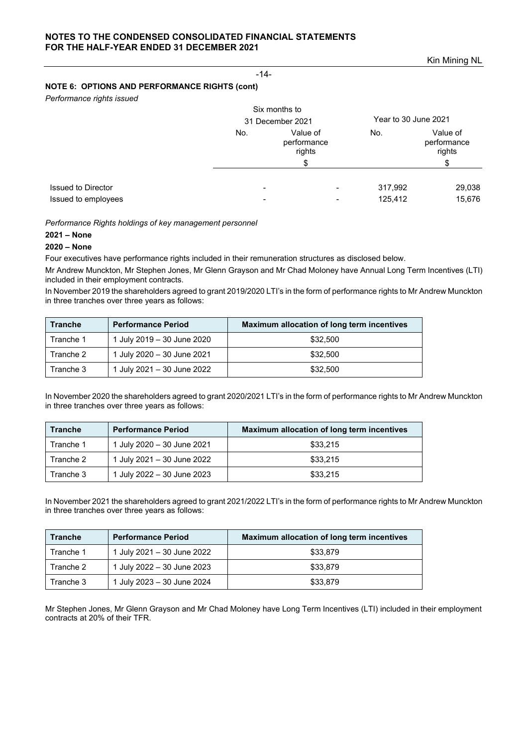## NOTE 6: OPTIONS AND PERFORMANCE RIGHTS (cont)

*Performance rights issued*

| | Six months to 31 December 2021 | | Year to 30 June 2021 | |
|---|---|---|---|---|
| | No. | Value of performance rights $ | No. | Value of performance rights $ |
| Issued to Director | - | - | 317,992 | 29,038 |
| Issued to employees | - | - | 125,412 | 15,676 |

*Performance Rights holdings of key management personnel*

**2021 – None**

**2020 – None**

Four executives have performance rights included in their remuneration structures as disclosed below.

Mr Andrew Munckton, Mr Stephen Jones, Mr Glenn Grayson and Mr Chad Moloney have Annual Long Term Incentives (LTI) included in their employment contracts.

In November 2019 the shareholders agreed to grant 2019/2020 LTI's in the form of performance rights to Mr Andrew Munckton in three tranches over three years as follows:

| Tranche | Performance Period | Maximum allocation of long term incentives |
|---|---|---|
| Tranche 1 | 1 July 2019 – 30 June 2020 | $32,500 |
| Tranche 2 | 1 July 2020 – 30 June 2021 | $32,500 |
| Tranche 3 | 1 July 2021 – 30 June 2022 | $32,500 |

In November 2020 the shareholders agreed to grant 2020/2021 LTI's in the form of performance rights to Mr Andrew Munckton in three tranches over three years as follows:

| Tranche | Performance Period | Maximum allocation of long term incentives |
|---|---|---|
| Tranche 1 | 1 July 2020 – 30 June 2021 | $33,215 |
| Tranche 2 | 1 July 2021 – 30 June 2022 | $33,215 |
| Tranche 3 | 1 July 2022 – 30 June 2023 | $33,215 |

In November 2021 the shareholders agreed to grant 2021/2022 LTI's in the form of performance rights to Mr Andrew Munckton in three tranches over three years as follows:

| Tranche | Performance Period | Maximum allocation of long term incentives |
|---|---|---|
| Tranche 1 | 1 July 2021 – 30 June 2022 | $33,879 |
| Tranche 2 | 1 July 2022 – 30 June 2023 | $33,879 |
| Tranche 3 | 1 July 2023 – 30 June 2024 | $33,879 |

Mr Stephen Jones, Mr Glenn Grayson and Mr Chad Moloney have Long Term Incentives (LTI) included in their employment contracts at 20% of their TFR.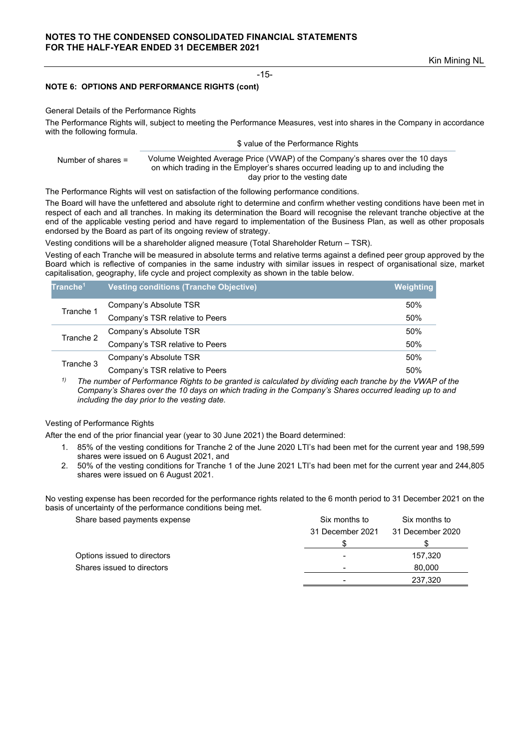## NOTE 6: OPTIONS AND PERFORMANCE RIGHTS (cont)

General Details of the Performance Rights

The Performance Rights will, subject to meeting the Performance Measures, vest into shares in the Company in accordance with the following formula.

$$\text{Number of shares} = \frac{\text{\$ value of the Performance Rights}}{\text{Volume Weighted Average Price (VWAP) of the Company's shares over the 10 days on which trading in the Employer's shares occurred leading up to and including the day prior to the vesting date}}$$

The Performance Rights will vest on satisfaction of the following performance conditions.

The Board will have the unfettered and absolute right to determine and confirm whether vesting conditions have been met in respect of each and all tranches. In making its determination the Board will recognise the relevant tranche objective at the end of the applicable vesting period and have regard to implementation of the Business Plan, as well as other proposals endorsed by the Board as part of its ongoing review of strategy.

Vesting conditions will be a shareholder aligned measure (Total Shareholder Return – TSR).

Vesting of each Tranche will be measured in absolute terms and relative terms against a defined peer group approved by the Board which is reflective of companies in the same industry with similar issues in respect of organisational size, market capitalisation, geography, life cycle and project complexity as shown in the table below.

| Tranche[1] | Vesting conditions (Tranche Objective) | Weighting |
|---|---|---|
| Tranche 1 | Company's Absolute TSR | 50% |
| | Company's TSR relative to Peers | 50% |
| Tranche 2 | Company's Absolute TSR | 50% |
| | Company's TSR relative to Peers | 50% |
| Tranche 3 | Company's Absolute TSR | 50% |
| | Company's TSR relative to Peers | 50% |

*1) The number of Performance Rights to be granted is calculated by dividing each tranche by the VWAP of the Company's Shares over the 10 days on which trading in the Company's Shares occurred leading up to and including the day prior to the vesting date.*

Vesting of Performance Rights

After the end of the prior financial year (year to 30 June 2021) the Board determined:

1. 85% of the vesting conditions for Tranche 2 of the June 2020 LTI's had been met for the current year and 198,599 shares were issued on 6 August 2021, and
2. 50% of the vesting conditions for Tranche 1 of the June 2021 LTI's had been met for the current year and 244,805 shares were issued on 6 August 2021.

No vesting expense has been recorded for the performance rights related to the 6 month period to 31 December 2021 on the basis of uncertainty of the performance conditions being met.

| Share based payments expense | Six months to 31 December 2021 | Six months to 31 December 2020 |
|---|---|---|
| | $ | $ |
| Options issued to directors | - | 157,320 |
| Shares issued to directors | - | 80,000 |
| | - | 237,320 |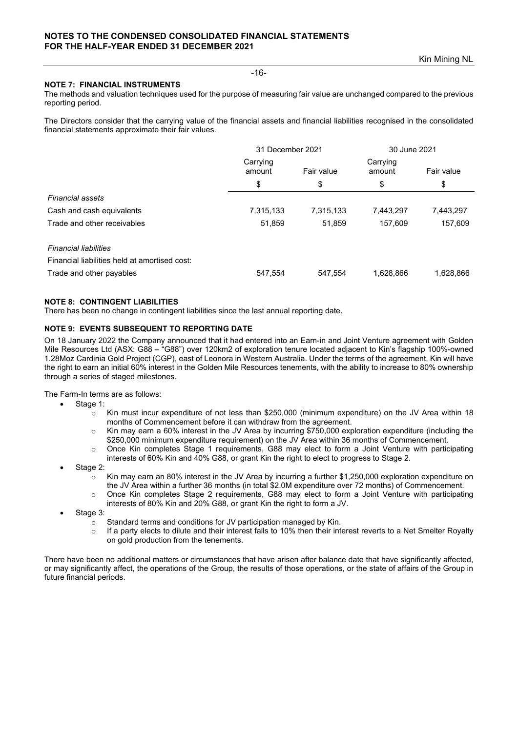## NOTE 7: FINANCIAL INSTRUMENTS

The methods and valuation techniques used for the purpose of measuring fair value are unchanged compared to the previous reporting period.

The Directors consider that the carrying value of the financial assets and financial liabilities recognised in the consolidated financial statements approximate their fair values.

| | 31 December 2021 | | 30 June 2021 | |
|---|---|---|---|---|
| | Carrying amount | Fair value | Carrying amount | Fair value |
| | $ | $ | $ | $ |
| *Financial assets* | | | | |
| Cash and cash equivalents | 7,315,133 | 7,315,133 | 7,443,297 | 7,443,297 |
| Trade and other receivables | 51,859 | 51,859 | 157,609 | 157,609 |
| *Financial liabilities* | | | | |
| Financial liabilities held at amortised cost: | | | | |
| Trade and other payables | 547,554 | 547,554 | 1,628,866 | 1,628,866 |

## NOTE 8: CONTINGENT LIABILITIES

There has been no change in contingent liabilities since the last annual reporting date.

## NOTE 9: EVENTS SUBSEQUENT TO REPORTING DATE

On 18 January 2022 the Company announced that it had entered into an Earn-in and Joint Venture agreement with Golden Mile Resources Ltd (ASX: G88 – "G88") over 120km2 of exploration tenure located adjacent to Kin's flagship 100%-owned 1.28Moz Cardinia Gold Project (CGP), east of Leonora in Western Australia. Under the terms of the agreement, Kin will have the right to earn an initial 60% interest in the Golden Mile Resources tenements, with the ability to increase to 80% ownership through a series of staged milestones.

The Farm-In terms are as follows:

- Stage 1:
  - Kin must incur expenditure of not less than $250,000 (minimum expenditure) on the JV Area within 18 months of Commencement before it can withdraw from the agreement.
  - Kin may earn a 60% interest in the JV Area by incurring $750,000 exploration expenditure (including the $250,000 minimum expenditure requirement) on the JV Area within 36 months of Commencement.
  - Once Kin completes Stage 1 requirements, G88 may elect to form a Joint Venture with participating interests of 60% Kin and 40% G88, or grant Kin the right to elect to progress to Stage 2.
- Stage 2:
  - Kin may earn an 80% interest in the JV Area by incurring a further $1,250,000 exploration expenditure on the JV Area within a further 36 months (in total $2.0M expenditure over 72 months) of Commencement.
  - Once Kin completes Stage 2 requirements, G88 may elect to form a Joint Venture with participating interests of 80% Kin and 20% G88, or grant Kin the right to form a JV.
- Stage 3:
  - Standard terms and conditions for JV participation managed by Kin.
  - If a party elects to dilute and their interest falls to 10% then their interest reverts to a Net Smelter Royalty on gold production from the tenements.

There have been no additional matters or circumstances that have arisen after balance date that have significantly affected, or may significantly affect, the operations of the Group, the results of those operations, or the state of affairs of the Group in future financial periods.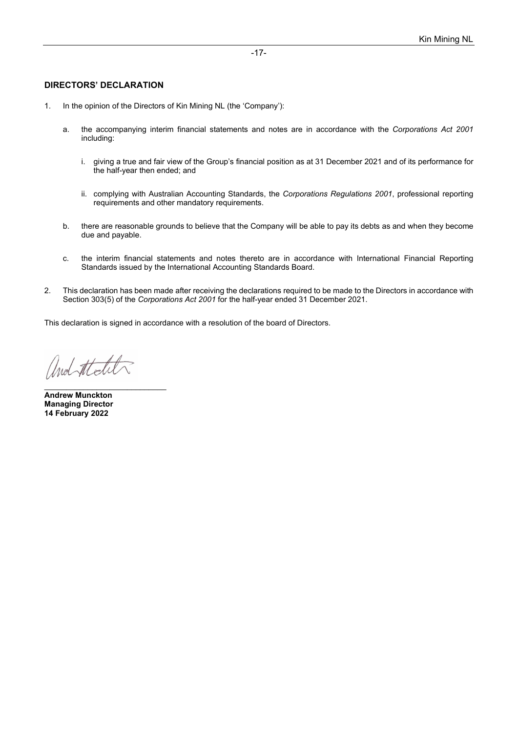## DIRECTORS' DECLARATION

1. In the opinion of the Directors of Kin Mining NL (the 'Company'):

   a. the accompanying interim financial statements and notes are in accordance with the *Corporations Act 2001* including:

      i. giving a true and fair view of the Group's financial position as at 31 December 2021 and of its performance for the half-year then ended; and

      ii. complying with Australian Accounting Standards, the *Corporations Regulations 2001*, professional reporting requirements and other mandatory requirements.

   b. there are reasonable grounds to believe that the Company will be able to pay its debts as and when they become due and payable.

   c. the interim financial statements and notes thereto are in accordance with International Financial Reporting Standards issued by the International Accounting Standards Board.

2. This declaration has been made after receiving the declarations required to be made to the Directors in accordance with Section 303(5) of the *Corporations Act 2001* for the half-year ended 31 December 2021.

This declaration is signed in accordance with a resolution of the board of Directors.

\_\_\_\_\_\_\_\_\_\_\_\_\_\_\_\_\_\_\_\_\_\_\_\_\_\_\_\_

**Andrew Munckton**
**Managing Director**
**14 February 2022**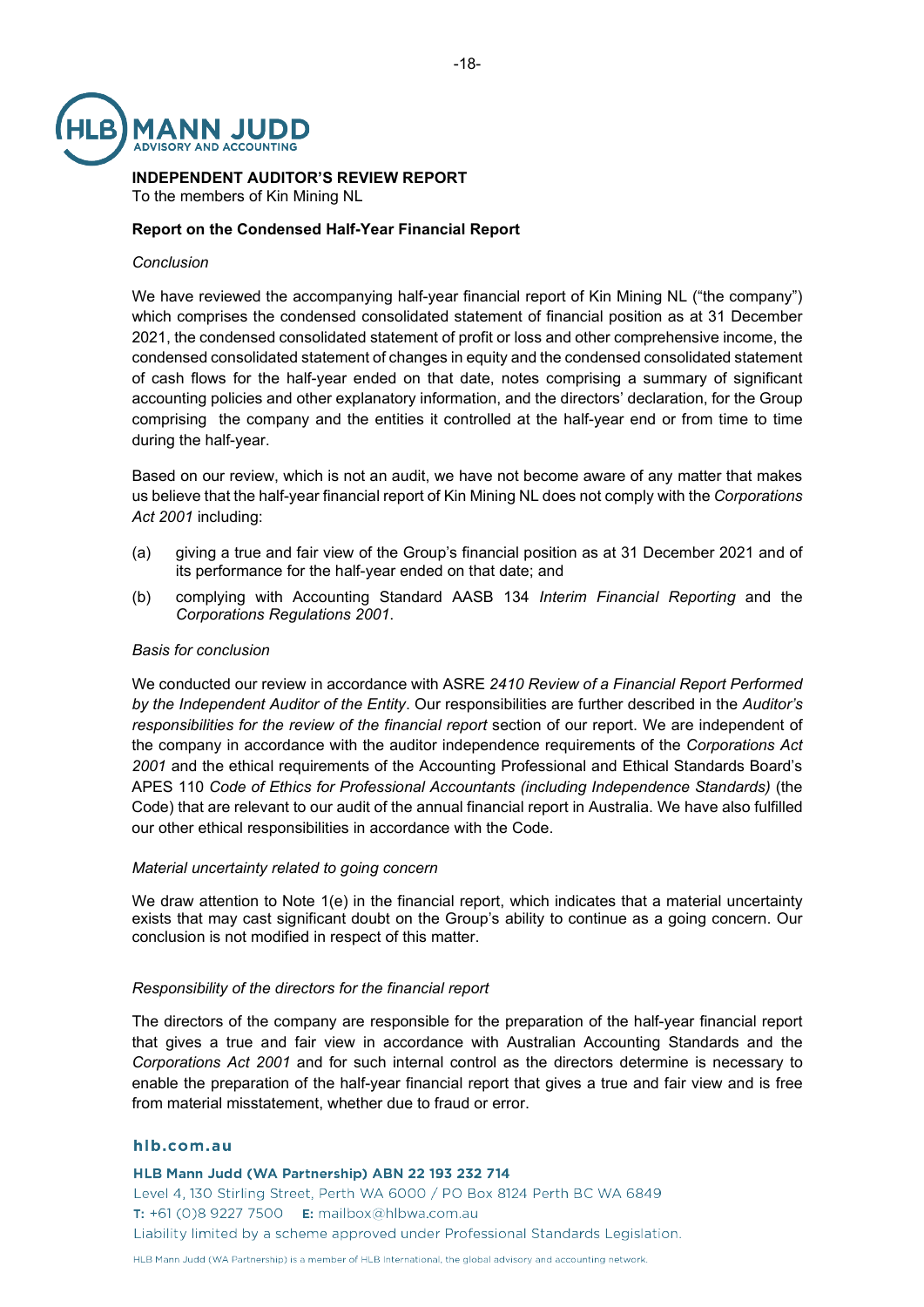**INDEPENDENT AUDITOR'S REVIEW REPORT**

To the members of Kin Mining NL

**Report on the Condensed Half-Year Financial Report**

*Conclusion*

We have reviewed the accompanying half-year financial report of Kin Mining NL ("the company") which comprises the condensed consolidated statement of financial position as at 31 December 2021, the condensed consolidated statement of profit or loss and other comprehensive income, the condensed consolidated statement of changes in equity and the condensed consolidated statement of cash flows for the half-year ended on that date, notes comprising a summary of significant accounting policies and other explanatory information, and the directors' declaration, for the Group comprising the company and the entities it controlled at the half-year end or from time to time during the half-year.

Based on our review, which is not an audit, we have not become aware of any matter that makes us believe that the half-year financial report of Kin Mining NL does not comply with the *Corporations Act 2001* including:

(a) giving a true and fair view of the Group's financial position as at 31 December 2021 and of its performance for the half-year ended on that date; and

(b) complying with Accounting Standard AASB 134 *Interim Financial Reporting* and the *Corporations Regulations 2001*.

*Basis for conclusion*

We conducted our review in accordance with ASRE *2410 Review of a Financial Report Performed by the Independent Auditor of the Entity*. Our responsibilities are further described in the *Auditor's responsibilities for the review of the financial report* section of our report. We are independent of the company in accordance with the auditor independence requirements of the *Corporations Act 2001* and the ethical requirements of the Accounting Professional and Ethical Standards Board's APES 110 *Code of Ethics for Professional Accountants (including Independence Standards)* (the Code) that are relevant to our audit of the annual financial report in Australia. We have also fulfilled our other ethical responsibilities in accordance with the Code.

*Material uncertainty related to going concern*

We draw attention to Note 1(e) in the financial report, which indicates that a material uncertainty exists that may cast significant doubt on the Group's ability to continue as a going concern. Our conclusion is not modified in respect of this matter.

*Responsibility of the directors for the financial report*

The directors of the company are responsible for the preparation of the half-year financial report that gives a true and fair view in accordance with Australian Accounting Standards and the *Corporations Act 2001* and for such internal control as the directors determine is necessary to enable the preparation of the half-year financial report that gives a true and fair view and is free from material misstatement, whether due to fraud or error.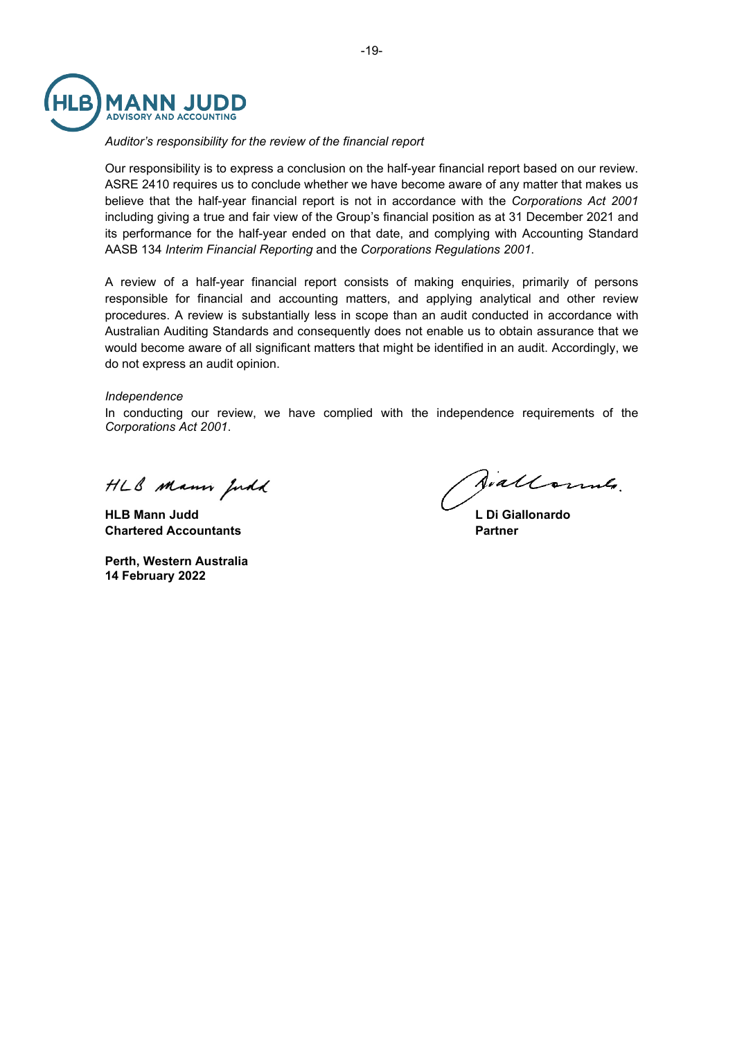HLB MANN JUDD
ADVISORY AND ACCOUNTING

*Auditor's responsibility for the review of the financial report*

Our responsibility is to express a conclusion on the half-year financial report based on our review. ASRE 2410 requires us to conclude whether we have become aware of any matter that makes us believe that the half-year financial report is not in accordance with the *Corporations Act 2001* including giving a true and fair view of the Group's financial position as at 31 December 2021 and its performance for the half-year ended on that date, and complying with Accounting Standard AASB 134 *Interim Financial Reporting* and the *Corporations Regulations 2001*.

A review of a half-year financial report consists of making enquiries, primarily of persons responsible for financial and accounting matters, and applying analytical and other review procedures. A review is substantially less in scope than an audit conducted in accordance with Australian Auditing Standards and consequently does not enable us to obtain assurance that we would become aware of all significant matters that might be identified in an audit. Accordingly, we do not express an audit opinion.

*Independence*

In conducting our review, we have complied with the independence requirements of the *Corporations Act 2001*.

**HLB Mann Judd**
**Chartered Accountants**

**Perth, Western Australia**
**14 February 2022**

**L Di Giallonardo**
**Partner**